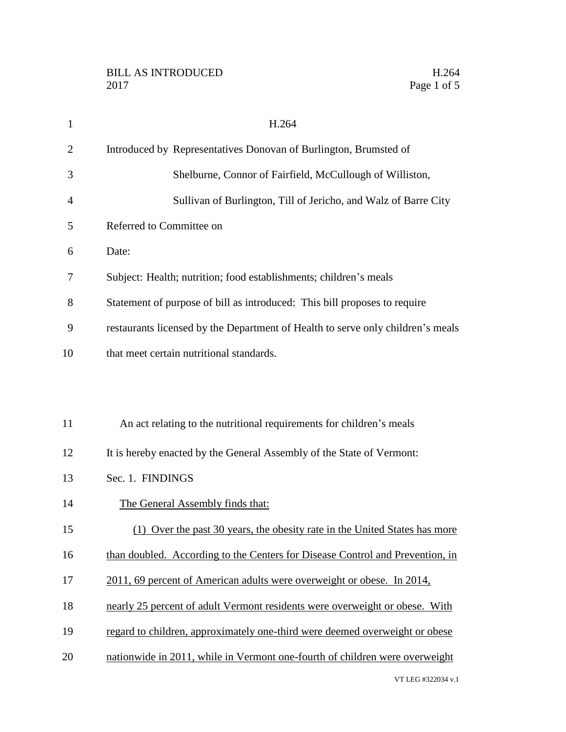# H.264

Introduced by Representatives Donovan of Burlington, Brumsted of Shelburne, Connor of Fairfield, McCullough of Williston, Sullivan of Burlington, Till of Jericho, and Walz of Barre City

Referred to Committee on

Date:

Subject: Health; nutrition; food establishments; children's meals

Statement of purpose of bill as introduced: This bill proposes to require restaurants licensed by the Department of Health to serve only children's meals that meet certain nutritional standards.

An act relating to the nutritional requirements for children's meals

It is hereby enacted by the General Assembly of the State of Vermont:

Sec. 1. FINDINGS

The General Assembly finds that:

(1) Over the past 30 years, the obesity rate in the United States has more than doubled. According to the Centers for Disease Control and Prevention, in 2011, 69 percent of American adults were overweight or obese. In 2014, nearly 25 percent of adult Vermont residents were overweight or obese. With regard to children, approximately one-third were deemed overweight or obese nationwide in 2011, while in Vermont one-fourth of children were overweight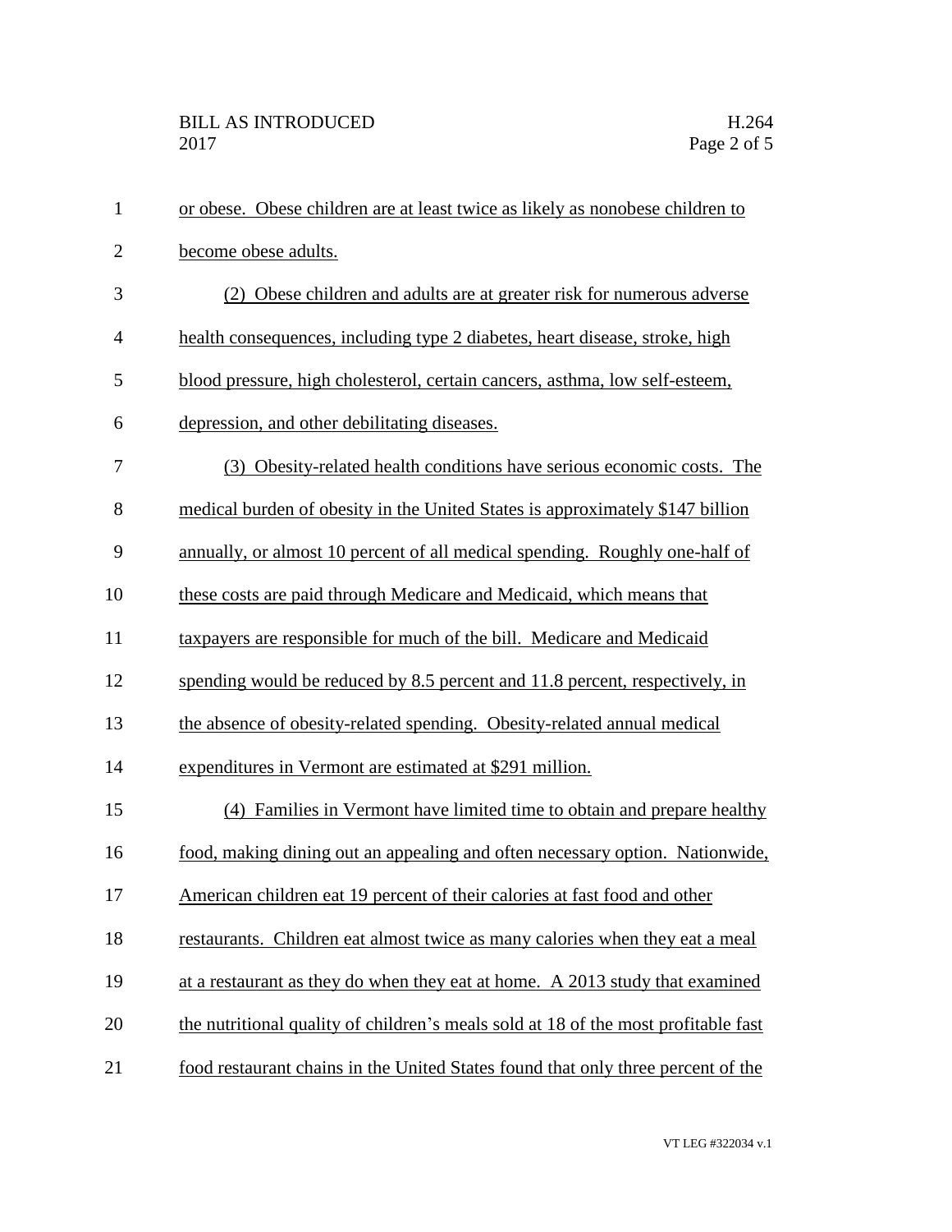or obese. Obese children are at least twice as likely as nonobese children to become obese adults.

(2) Obese children and adults are at greater risk for numerous adverse health consequences, including type 2 diabetes, heart disease, stroke, high blood pressure, high cholesterol, certain cancers, asthma, low self-esteem, depression, and other debilitating diseases.

(3) Obesity-related health conditions have serious economic costs. The medical burden of obesity in the United States is approximately $147 billion annually, or almost 10 percent of all medical spending. Roughly one-half of these costs are paid through Medicare and Medicaid, which means that taxpayers are responsible for much of the bill. Medicare and Medicaid spending would be reduced by 8.5 percent and 11.8 percent, respectively, in the absence of obesity-related spending. Obesity-related annual medical expenditures in Vermont are estimated at $291 million.

(4) Families in Vermont have limited time to obtain and prepare healthy food, making dining out an appealing and often necessary option. Nationwide, American children eat 19 percent of their calories at fast food and other restaurants. Children eat almost twice as many calories when they eat a meal at a restaurant as they do when they eat at home. A 2013 study that examined the nutritional quality of children's meals sold at 18 of the most profitable fast food restaurant chains in the United States found that only three percent of the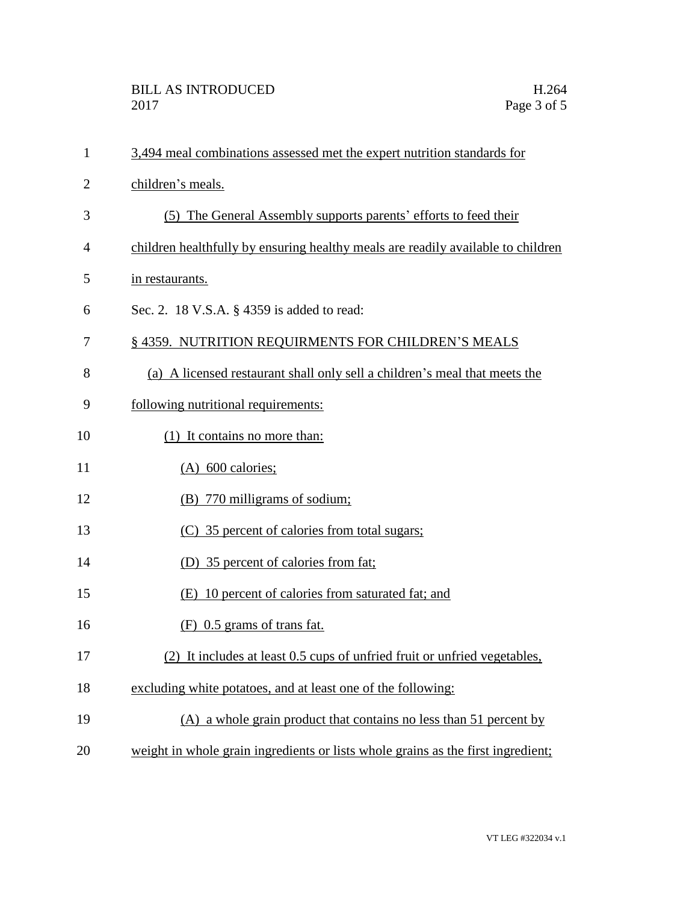3,494 meal combinations assessed met the expert nutrition standards for children's meals.

(5) The General Assembly supports parents' efforts to feed their children healthfully by ensuring healthy meals are readily available to children in restaurants.

Sec. 2. 18 V.S.A. § 4359 is added to read:

§ 4359. NUTRITION REQUIRMENTS FOR CHILDREN'S MEALS

(a) A licensed restaurant shall only sell a children's meal that meets the following nutritional requirements:

(1) It contains no more than:

(A) 600 calories;

(B) 770 milligrams of sodium;

(C) 35 percent of calories from total sugars;

(D) 35 percent of calories from fat;

(E) 10 percent of calories from saturated fat; and

(F) 0.5 grams of trans fat.

(2) It includes at least 0.5 cups of unfried fruit or unfried vegetables, excluding white potatoes, and at least one of the following:

(A) a whole grain product that contains no less than 51 percent by weight in whole grain ingredients or lists whole grains as the first ingredient;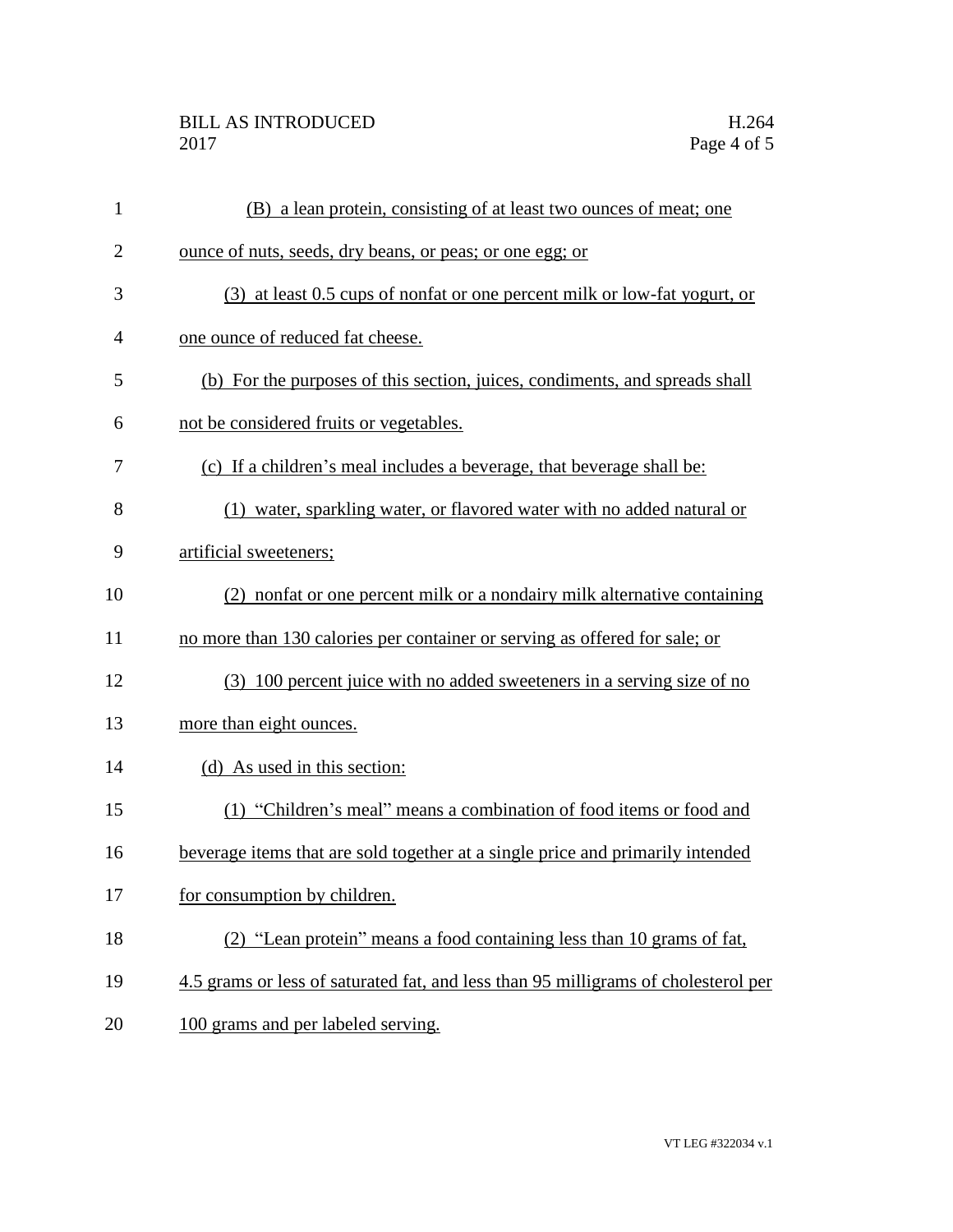(B) a lean protein, consisting of at least two ounces of meat; one ounce of nuts, seeds, dry beans, or peas; or one egg; or

(3) at least 0.5 cups of nonfat or one percent milk or low-fat yogurt, or one ounce of reduced fat cheese.

(b) For the purposes of this section, juices, condiments, and spreads shall not be considered fruits or vegetables.

(c) If a children's meal includes a beverage, that beverage shall be:

(1) water, sparkling water, or flavored water with no added natural or artificial sweeteners;

(2) nonfat or one percent milk or a nondairy milk alternative containing no more than 130 calories per container or serving as offered for sale; or

(3) 100 percent juice with no added sweeteners in a serving size of no more than eight ounces.

(d) As used in this section:

(1) "Children's meal" means a combination of food items or food and beverage items that are sold together at a single price and primarily intended for consumption by children.

(2) "Lean protein" means a food containing less than 10 grams of fat, 4.5 grams or less of saturated fat, and less than 95 milligrams of cholesterol per 100 grams and per labeled serving.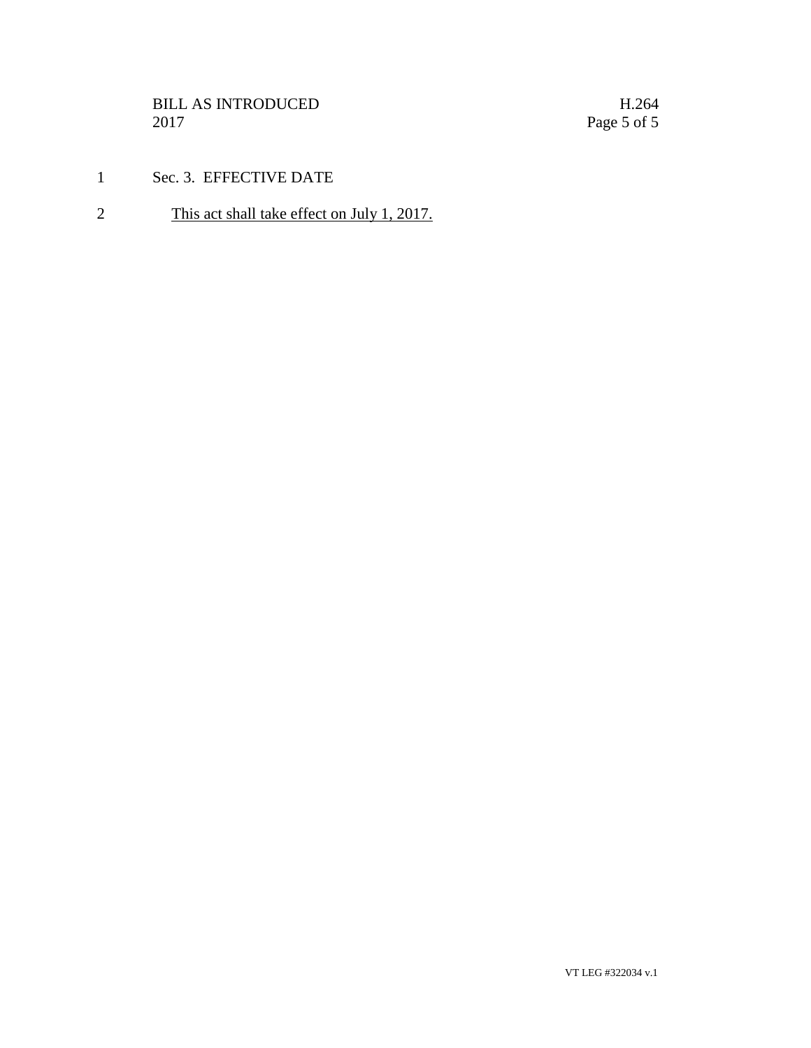Sec. 3. EFFECTIVE DATE

This act shall take effect on July 1, 2017.